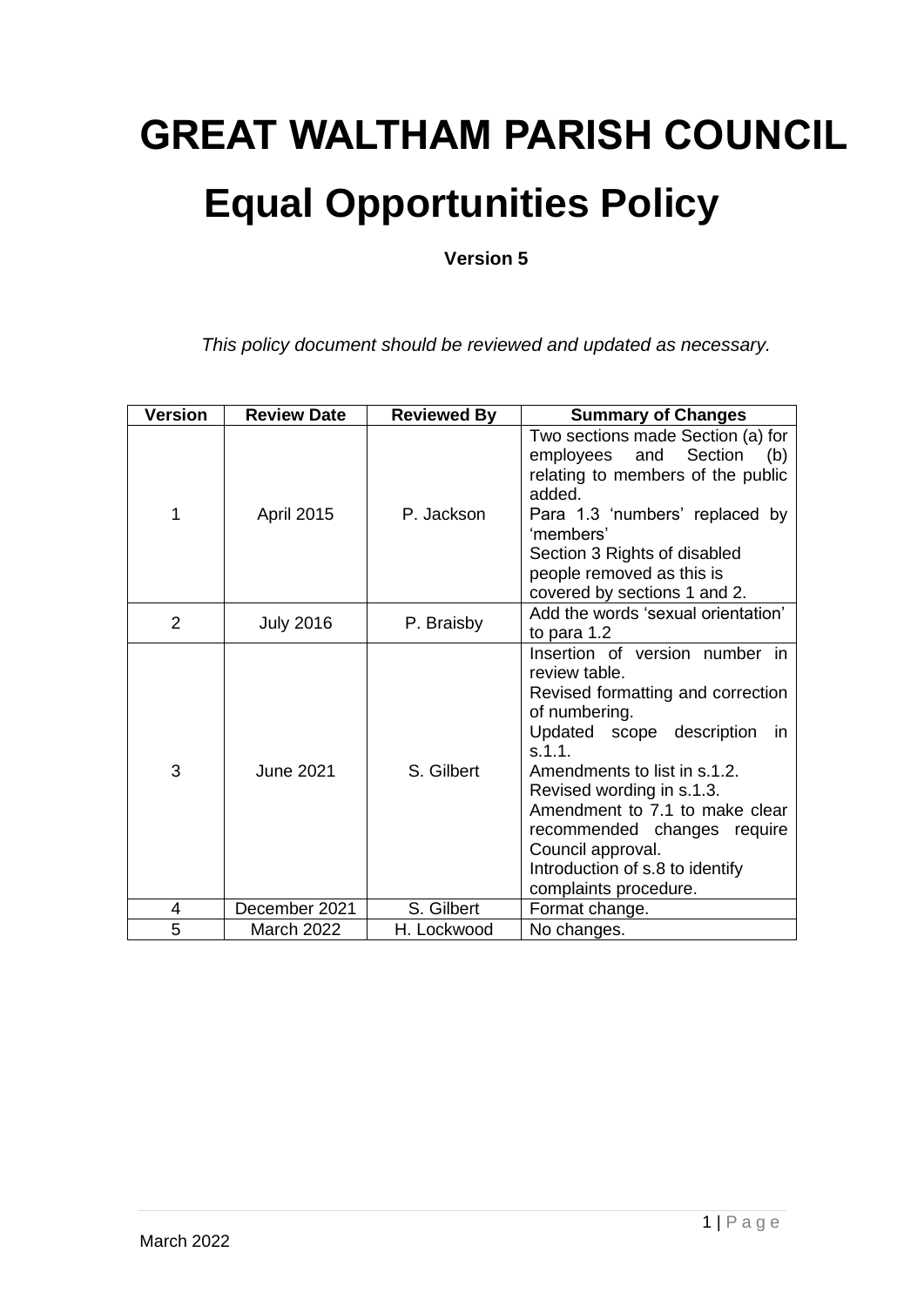# GREAT WALTHAM PARISH COUNCIL

# Equal Opportunities Policy

**Version 5**

*This policy document should be reviewed and updated as necessary.*

| Version | Review Date | Reviewed By | Summary of Changes |
|---|---|---|---|
| 1 | April 2015 | P. Jackson | Two sections made Section (a) for employees and Section (b) relating to members of the public added.<br>Para 1.3 'numbers' replaced by 'members'<br>Section 3 Rights of disabled people removed as this is covered by sections 1 and 2. |
| 2 | July 2016 | P. Braisby | Add the words 'sexual orientation' to para 1.2 |
| 3 | June 2021 | S. Gilbert | Insertion of version number in review table.<br>Revised formatting and correction of numbering.<br>Updated scope description in s.1.1.<br>Amendments to list in s.1.2.<br>Revised wording in s.1.3.<br>Amendment to 7.1 to make clear recommended changes require Council approval.<br>Introduction of s.8 to identify complaints procedure. |
| 4 | December 2021 | S. Gilbert | Format change. |
| 5 | March 2022 | H. Lockwood | No changes. |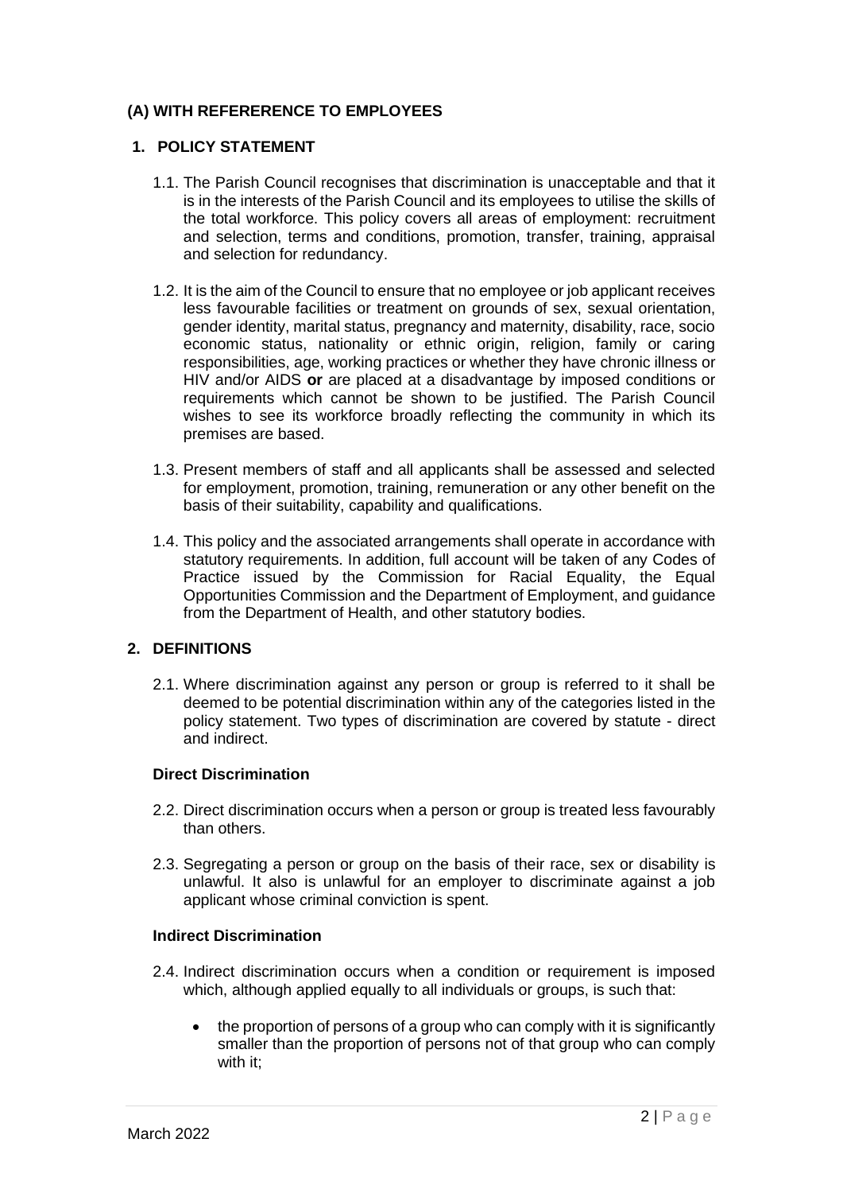## (A) WITH REFERERENCE TO EMPLOYEES

### 1. POLICY STATEMENT

1.1. The Parish Council recognises that discrimination is unacceptable and that it is in the interests of the Parish Council and its employees to utilise the skills of the total workforce. This policy covers all areas of employment: recruitment and selection, terms and conditions, promotion, transfer, training, appraisal and selection for redundancy.

1.2. It is the aim of the Council to ensure that no employee or job applicant receives less favourable facilities or treatment on grounds of sex, sexual orientation, gender identity, marital status, pregnancy and maternity, disability, race, socio economic status, nationality or ethnic origin, religion, family or caring responsibilities, age, working practices or whether they have chronic illness or HIV and/or AIDS **or** are placed at a disadvantage by imposed conditions or requirements which cannot be shown to be justified. The Parish Council wishes to see its workforce broadly reflecting the community in which its premises are based.

1.3. Present members of staff and all applicants shall be assessed and selected for employment, promotion, training, remuneration or any other benefit on the basis of their suitability, capability and qualifications.

1.4. This policy and the associated arrangements shall operate in accordance with statutory requirements. In addition, full account will be taken of any Codes of Practice issued by the Commission for Racial Equality, the Equal Opportunities Commission and the Department of Employment, and guidance from the Department of Health, and other statutory bodies.

### 2. DEFINITIONS

2.1. Where discrimination against any person or group is referred to it shall be deemed to be potential discrimination within any of the categories listed in the policy statement. Two types of discrimination are covered by statute - direct and indirect.

**Direct Discrimination**

2.2. Direct discrimination occurs when a person or group is treated less favourably than others.

2.3. Segregating a person or group on the basis of their race, sex or disability is unlawful. It also is unlawful for an employer to discriminate against a job applicant whose criminal conviction is spent.

**Indirect Discrimination**

2.4. Indirect discrimination occurs when a condition or requirement is imposed which, although applied equally to all individuals or groups, is such that:

- the proportion of persons of a group who can comply with it is significantly smaller than the proportion of persons not of that group who can comply with it;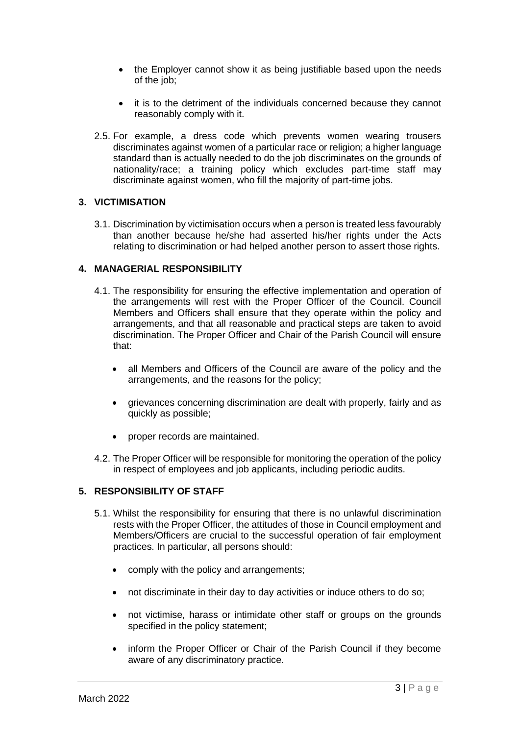- the Employer cannot show it as being justifiable based upon the needs of the job;
- it is to the detriment of the individuals concerned because they cannot reasonably comply with it.

2.5. For example, a dress code which prevents women wearing trousers discriminates against women of a particular race or religion; a higher language standard than is actually needed to do the job discriminates on the grounds of nationality/race; a training policy which excludes part-time staff may discriminate against women, who fill the majority of part-time jobs.

## 3. VICTIMISATION

3.1. Discrimination by victimisation occurs when a person is treated less favourably than another because he/she had asserted his/her rights under the Acts relating to discrimination or had helped another person to assert those rights.

## 4. MANAGERIAL RESPONSIBILITY

4.1. The responsibility for ensuring the effective implementation and operation of the arrangements will rest with the Proper Officer of the Council. Council Members and Officers shall ensure that they operate within the policy and arrangements, and that all reasonable and practical steps are taken to avoid discrimination. The Proper Officer and Chair of the Parish Council will ensure that:

- all Members and Officers of the Council are aware of the policy and the arrangements, and the reasons for the policy;
- grievances concerning discrimination are dealt with properly, fairly and as quickly as possible;
- proper records are maintained.

4.2. The Proper Officer will be responsible for monitoring the operation of the policy in respect of employees and job applicants, including periodic audits.

## 5. RESPONSIBILITY OF STAFF

5.1. Whilst the responsibility for ensuring that there is no unlawful discrimination rests with the Proper Officer, the attitudes of those in Council employment and Members/Officers are crucial to the successful operation of fair employment practices. In particular, all persons should:

- comply with the policy and arrangements;
- not discriminate in their day to day activities or induce others to do so;
- not victimise, harass or intimidate other staff or groups on the grounds specified in the policy statement;
- inform the Proper Officer or Chair of the Parish Council if they become aware of any discriminatory practice.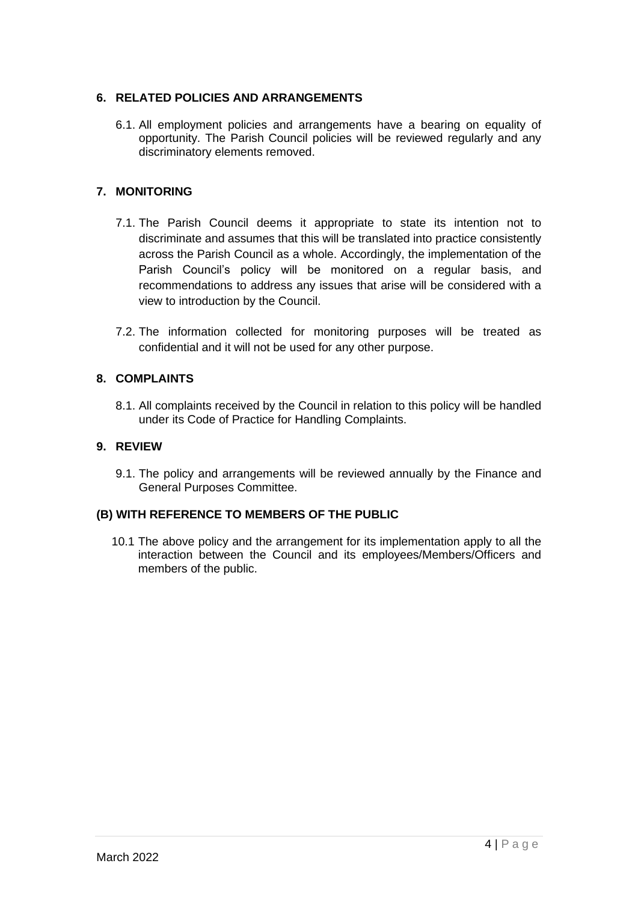## 6. RELATED POLICIES AND ARRANGEMENTS

6.1. All employment policies and arrangements have a bearing on equality of opportunity. The Parish Council policies will be reviewed regularly and any discriminatory elements removed.

## 7. MONITORING

7.1. The Parish Council deems it appropriate to state its intention not to discriminate and assumes that this will be translated into practice consistently across the Parish Council as a whole. Accordingly, the implementation of the Parish Council's policy will be monitored on a regular basis, and recommendations to address any issues that arise will be considered with a view to introduction by the Council.

7.2. The information collected for monitoring purposes will be treated as confidential and it will not be used for any other purpose.

## 8. COMPLAINTS

8.1. All complaints received by the Council in relation to this policy will be handled under its Code of Practice for Handling Complaints.

## 9. REVIEW

9.1. The policy and arrangements will be reviewed annually by the Finance and General Purposes Committee.

## (B) WITH REFERENCE TO MEMBERS OF THE PUBLIC

10.1 The above policy and the arrangement for its implementation apply to all the interaction between the Council and its employees/Members/Officers and members of the public.